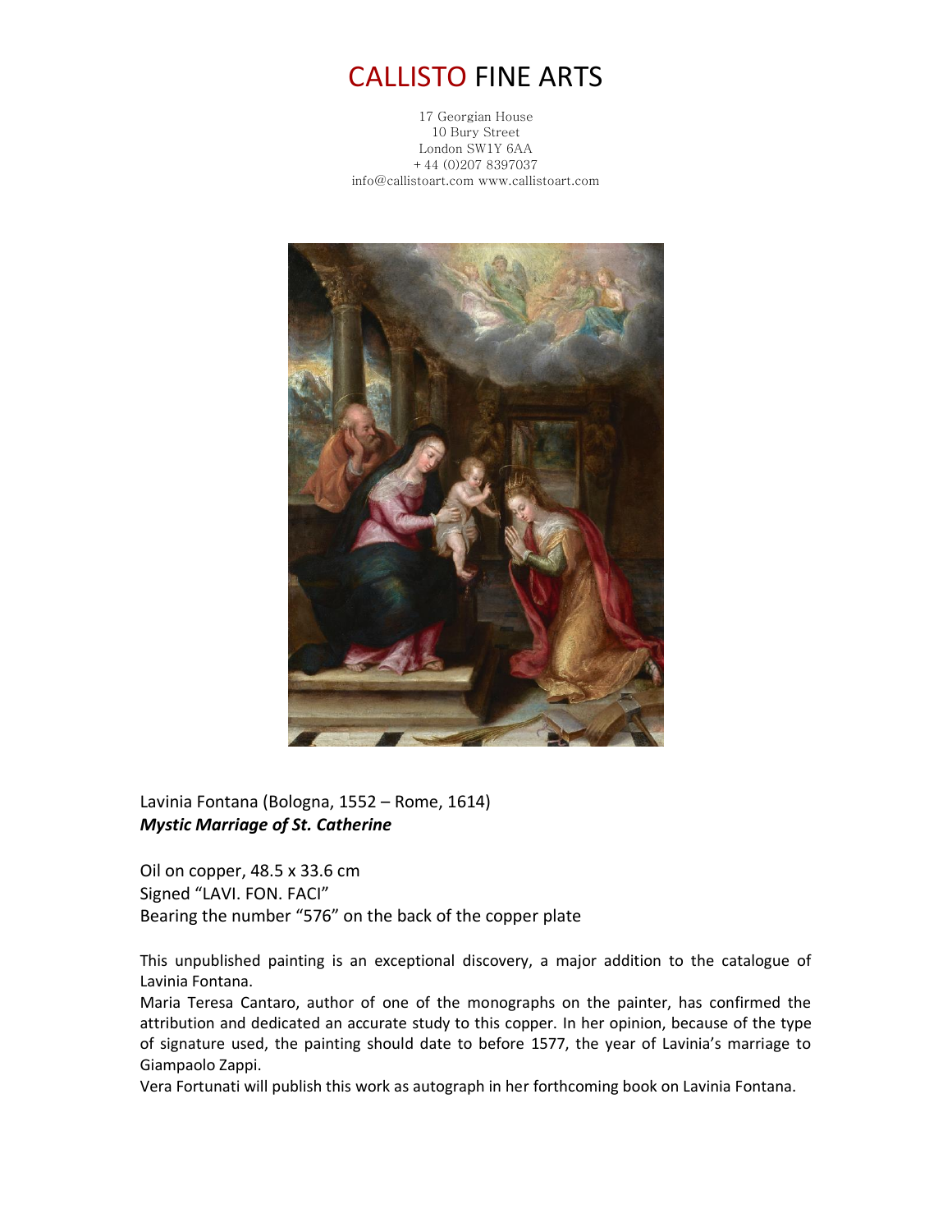# CALLISTO FINE ARTS

17 Georgian House
10 Bury Street
London SW1Y 6AA
+ 44 (0)207 8397037
info@callistoart.com www.callistoart.com

Lavinia Fontana (Bologna, 1552 – Rome, 1614)
***Mystic Marriage of St. Catherine***

Oil on copper, 48.5 x 33.6 cm
Signed "LAVI. FON. FACI"
Bearing the number "576" on the back of the copper plate

This unpublished painting is an exceptional discovery, a major addition to the catalogue of Lavinia Fontana.

Maria Teresa Cantaro, author of one of the monographs on the painter, has confirmed the attribution and dedicated an accurate study to this copper. In her opinion, because of the type of signature used, the painting should date to before 1577, the year of Lavinia's marriage to Giampaolo Zappi.

Vera Fortunati will publish this work as autograph in her forthcoming book on Lavinia Fontana.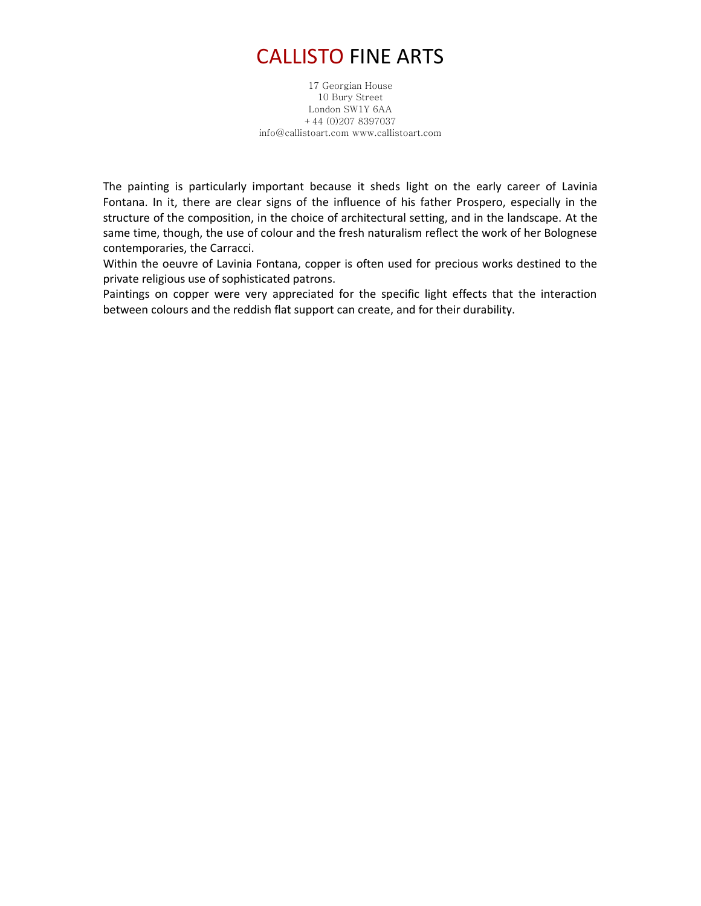# CALLISTO FINE ARTS

17 Georgian House
10 Bury Street
London SW1Y 6AA
+ 44 (0)207 8397037
info@callistoart.com www.callistoart.com

The painting is particularly important because it sheds light on the early career of Lavinia Fontana. In it, there are clear signs of the influence of his father Prospero, especially in the structure of the composition, in the choice of architectural setting, and in the landscape. At the same time, though, the use of colour and the fresh naturalism reflect the work of her Bolognese contemporaries, the Carracci.

Within the oeuvre of Lavinia Fontana, copper is often used for precious works destined to the private religious use of sophisticated patrons.

Paintings on copper were very appreciated for the specific light effects that the interaction between colours and the reddish flat support can create, and for their durability.